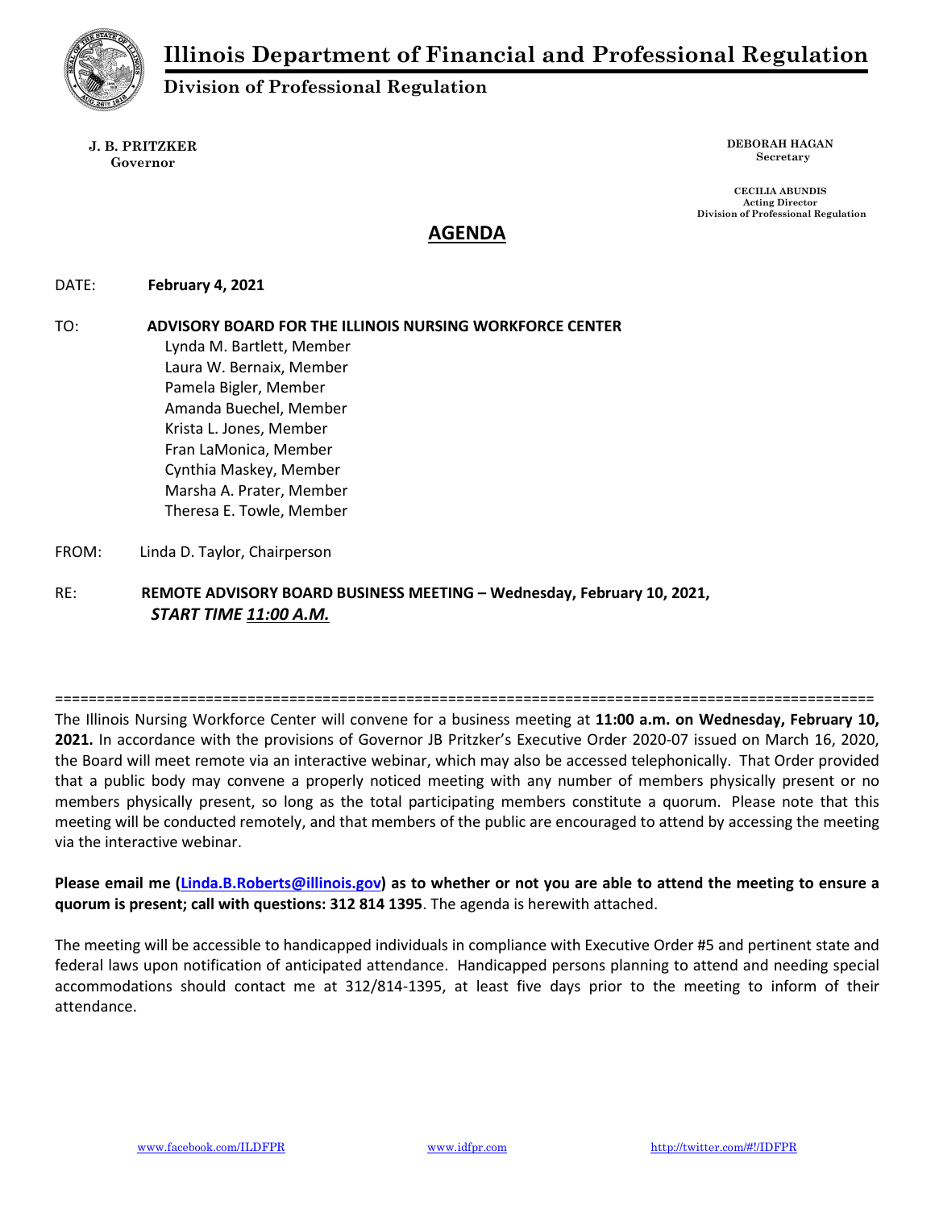# Illinois Department of Financial and Professional Regulation

## Division of Professional Regulation

**J. B. PRITZKER**
**Governor**

**DEBORAH HAGAN**
**Secretary**

**CECILIA ABUNDIS**
**Acting Director**
**Division of Professional Regulation**

## AGENDA

DATE: **February 4, 2021**

TO: **ADVISORY BOARD FOR THE ILLINOIS NURSING WORKFORCE CENTER**
Lynda M. Bartlett, Member
Laura W. Bernaix, Member
Pamela Bigler, Member
Amanda Buechel, Member
Krista L. Jones, Member
Fran LaMonica, Member
Cynthia Maskey, Member
Marsha A. Prater, Member
Theresa E. Towle, Member

FROM: Linda D. Taylor, Chairperson

RE: **REMOTE ADVISORY BOARD BUSINESS MEETING – Wednesday, February 10, 2021,** ***START TIME 11:00 A.M.***

================================================================================================

The Illinois Nursing Workforce Center will convene for a business meeting at **11:00 a.m. on Wednesday, February 10, 2021.** In accordance with the provisions of Governor JB Pritzker's Executive Order 2020-07 issued on March 16, 2020, the Board will meet remote via an interactive webinar, which may also be accessed telephonically. That Order provided that a public body may convene a properly noticed meeting with any number of members physically present or no members physically present, so long as the total participating members constitute a quorum. Please note that this meeting will be conducted remotely, and that members of the public are encouraged to attend by accessing the meeting via the interactive webinar.

**Please email me (Linda.B.Roberts@illinois.gov) as to whether or not you are able to attend the meeting to ensure a quorum is present; call with questions: 312 814 1395**. The agenda is herewith attached.

The meeting will be accessible to handicapped individuals in compliance with Executive Order #5 and pertinent state and federal laws upon notification of anticipated attendance. Handicapped persons planning to attend and needing special accommodations should contact me at 312/814-1395, at least five days prior to the meeting to inform of their attendance.

www.facebook.com/ILDFPR www.idfpr.com http://twitter.com/#!/IDFPR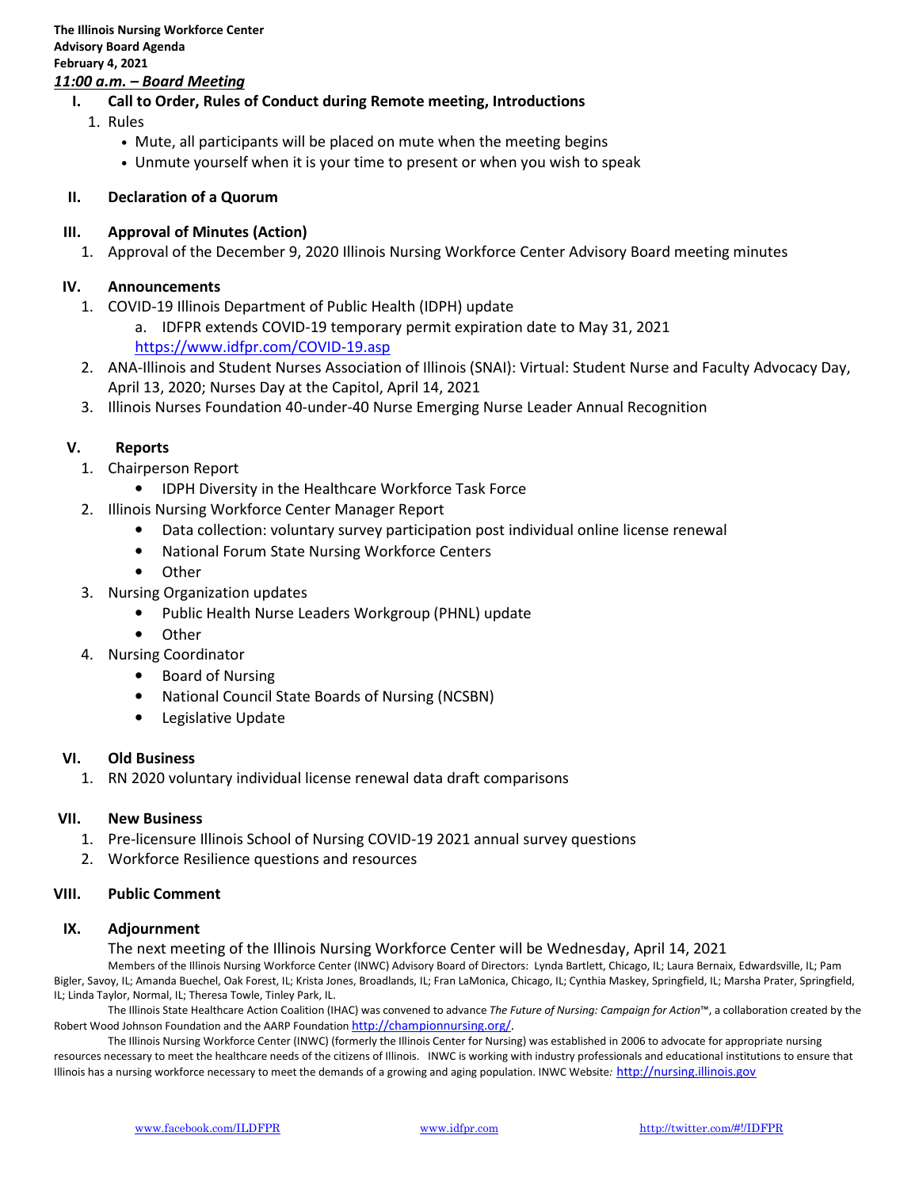**The Illinois Nursing Workforce Center**
**Advisory Board Agenda**
**February 4, 2021**
***11:00 a.m. – Board Meeting***

## I. Call to Order, Rules of Conduct during Remote meeting, Introductions

1. Rules
   - Mute, all participants will be placed on mute when the meeting begins
   - Unmute yourself when it is your time to present or when you wish to speak

## II. Declaration of a Quorum

## III. Approval of Minutes (Action)

1. Approval of the December 9, 2020 Illinois Nursing Workforce Center Advisory Board meeting minutes

## IV. Announcements

1. COVID-19 Illinois Department of Public Health (IDPH) update
   a. IDFPR extends COVID-19 temporary permit expiration date to May 31, 2021 https://www.idfpr.com/COVID-19.asp
2. ANA-Illinois and Student Nurses Association of Illinois (SNAI): Virtual: Student Nurse and Faculty Advocacy Day, April 13, 2020; Nurses Day at the Capitol, April 14, 2021
3. Illinois Nurses Foundation 40-under-40 Nurse Emerging Nurse Leader Annual Recognition

## V. Reports

1. Chairperson Report
   - IDPH Diversity in the Healthcare Workforce Task Force
2. Illinois Nursing Workforce Center Manager Report
   - Data collection: voluntary survey participation post individual online license renewal
   - National Forum State Nursing Workforce Centers
   - Other
3. Nursing Organization updates
   - Public Health Nurse Leaders Workgroup (PHNL) update
   - Other
4. Nursing Coordinator
   - Board of Nursing
   - National Council State Boards of Nursing (NCSBN)
   - Legislative Update

## VI. Old Business

1. RN 2020 voluntary individual license renewal data draft comparisons

## VII. New Business

1. Pre-licensure Illinois School of Nursing COVID-19 2021 annual survey questions
2. Workforce Resilience questions and resources

## VIII. Public Comment

## IX. Adjournment

The next meeting of the Illinois Nursing Workforce Center will be Wednesday, April 14, 2021

Members of the Illinois Nursing Workforce Center (INWC) Advisory Board of Directors: Lynda Bartlett, Chicago, IL; Laura Bernaix, Edwardsville, IL; Pam Bigler, Savoy, IL; Amanda Buechel, Oak Forest, IL; Krista Jones, Broadlands, IL; Fran LaMonica, Chicago, IL; Cynthia Maskey, Springfield, IL; Marsha Prater, Springfield, IL; Linda Taylor, Normal, IL; Theresa Towle, Tinley Park, IL.

The Illinois State Healthcare Action Coalition (IHAC) was convened to advance *The Future of Nursing: Campaign for Action*™, a collaboration created by the Robert Wood Johnson Foundation and the AARP Foundation http://championnursing.org/.

The Illinois Nursing Workforce Center (INWC) (formerly the Illinois Center for Nursing) was established in 2006 to advocate for appropriate nursing resources necessary to meet the healthcare needs of the citizens of Illinois. INWC is working with industry professionals and educational institutions to ensure that Illinois has a nursing workforce necessary to meet the demands of a growing and aging population. INWC Website: http://nursing.illinois.gov

www.facebook.com/ILDFPR www.idfpr.com http://twitter.com/#!/IDFPR